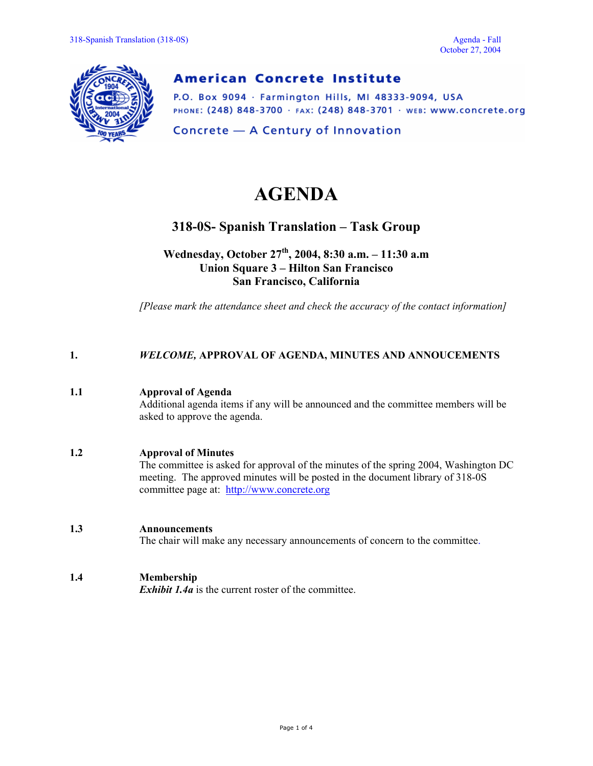**American Concrete Institute**

P.O. Box 9094 · Farmington Hills, MI 48333-9094, USA

PHONE: (248) 848-3700 · FAX: (248) 848-3701 · WEB: www.concrete.org

Concrete — A Century of Innovation

# AGENDA

## 318-0S- Spanish Translation – Task Group

### Wednesday, October 27th, 2004, 8:30 a.m. – 11:30 a.m
### Union Square 3 – Hilton San Francisco
### San Francisco, California

*[Please mark the attendance sheet and check the accuracy of the contact information]*

**1.** ***WELCOME,* APPROVAL OF AGENDA, MINUTES AND ANNOUCEMENTS**

**1.1 Approval of Agenda**

Additional agenda items if any will be announced and the committee members will be asked to approve the agenda.

**1.2 Approval of Minutes**

The committee is asked for approval of the minutes of the spring 2004, Washington DC meeting. The approved minutes will be posted in the document library of 318-0S committee page at: http://www.concrete.org

**1.3 Announcements**

The chair will make any necessary announcements of concern to the committee.

**1.4 Membership**

***Exhibit 1.4a*** is the current roster of the committee.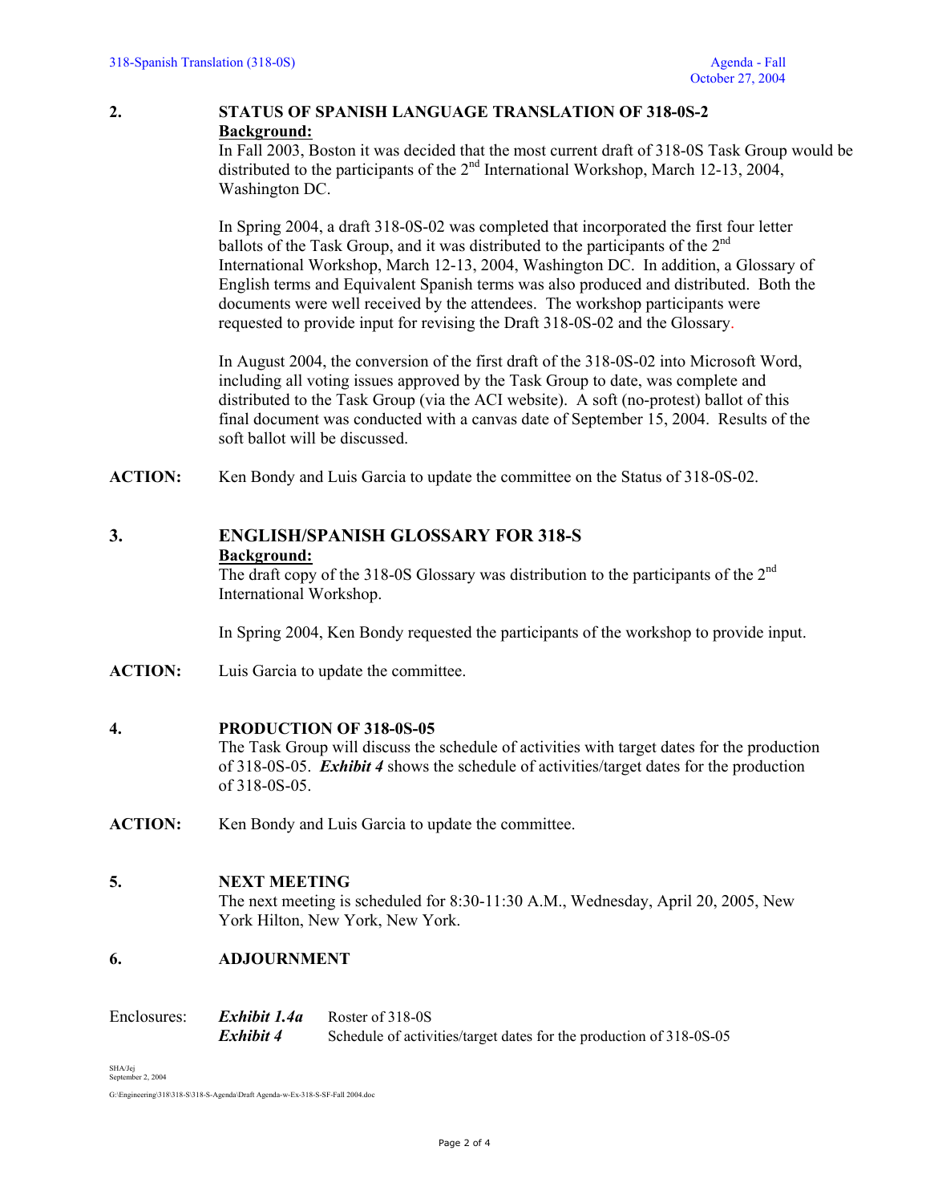## 2. STATUS OF SPANISH LANGUAGE TRANSLATION OF 318-0S-2

**Background:**

In Fall 2003, Boston it was decided that the most current draft of 318-0S Task Group would be distributed to the participants of the 2nd International Workshop, March 12-13, 2004, Washington DC.

In Spring 2004, a draft 318-0S-02 was completed that incorporated the first four letter ballots of the Task Group, and it was distributed to the participants of the 2nd International Workshop, March 12-13, 2004, Washington DC. In addition, a Glossary of English terms and Equivalent Spanish terms was also produced and distributed. Both the documents were well received by the attendees. The workshop participants were requested to provide input for revising the Draft 318-0S-02 and the Glossary.

In August 2004, the conversion of the first draft of the 318-0S-02 into Microsoft Word, including all voting issues approved by the Task Group to date, was complete and distributed to the Task Group (via the ACI website). A soft (no-protest) ballot of this final document was conducted with a canvas date of September 15, 2004. Results of the soft ballot will be discussed.

**ACTION:** Ken Bondy and Luis Garcia to update the committee on the Status of 318-0S-02.

## 3. ENGLISH/SPANISH GLOSSARY FOR 318-S

**Background:**

The draft copy of the 318-0S Glossary was distribution to the participants of the 2nd International Workshop.

In Spring 2004, Ken Bondy requested the participants of the workshop to provide input.

**ACTION:** Luis Garcia to update the committee.

## 4. PRODUCTION OF 318-0S-05

The Task Group will discuss the schedule of activities with target dates for the production of 318-0S-05. ***Exhibit 4*** shows the schedule of activities/target dates for the production of 318-0S-05.

**ACTION:** Ken Bondy and Luis Garcia to update the committee.

## 5. NEXT MEETING

The next meeting is scheduled for 8:30-11:30 A.M., Wednesday, April 20, 2005, New York Hilton, New York, New York.

## 6. ADJOURNMENT

Enclosures:

| | |
|---|---|
| ***Exhibit 1.4a*** | Roster of 318-0S |
| ***Exhibit 4*** | Schedule of activities/target dates for the production of 318-0S-05 |

SHA/Jej
September 2, 2004

G:\Engineering\318\318-S\318-S-Agenda\Draft Agenda-w-Ex-318-S-SF-Fall 2004.doc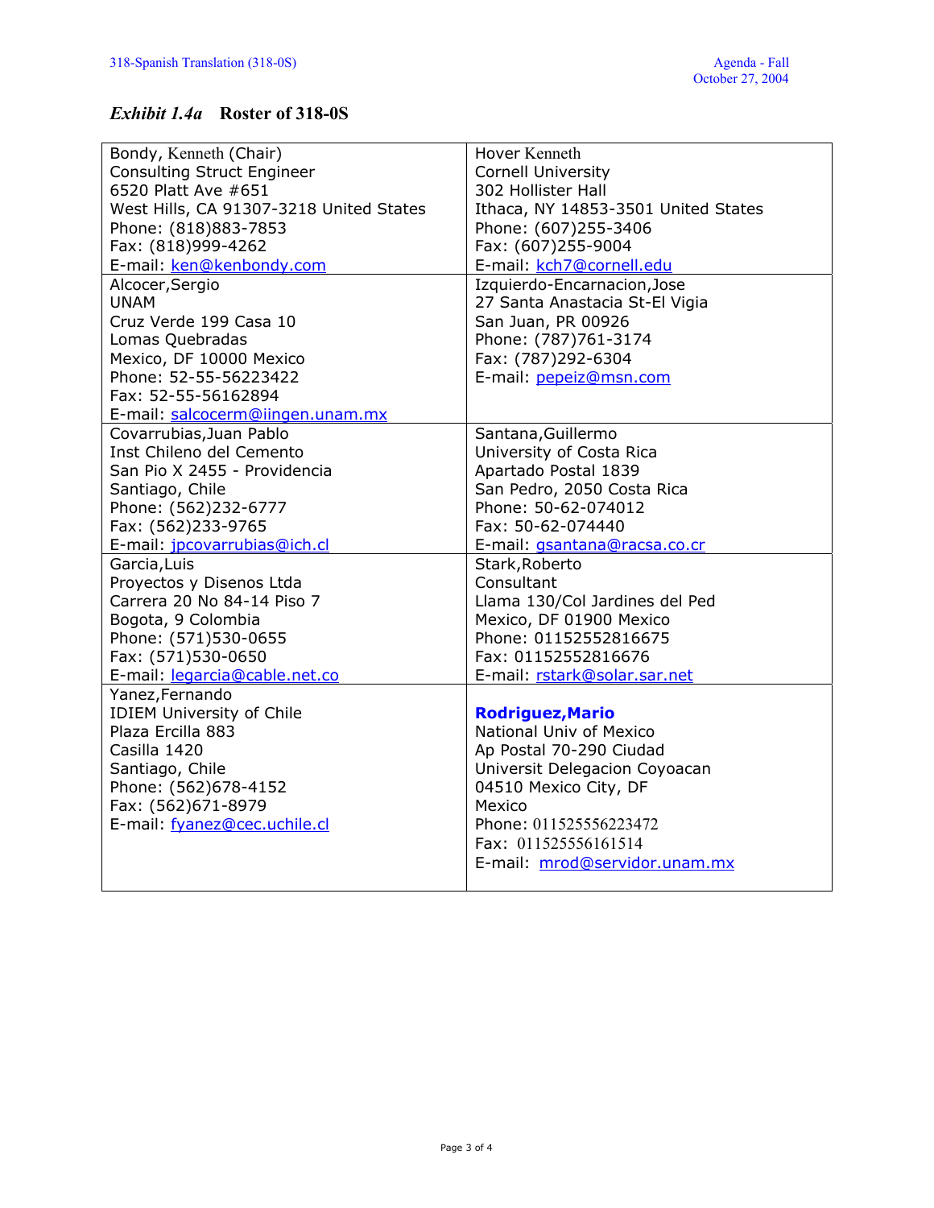## *Exhibit 1.4a* Roster of 318-0S

| | |
|---|---|
| Bondy, Kenneth (Chair)<br>Consulting Struct Engineer<br>6520 Platt Ave #651<br>West Hills, CA 91307-3218 United States<br>Phone: (818)883-7853<br>Fax: (818)999-4262<br>E-mail: ken@kenbondy.com | Hover Kenneth<br>Cornell University<br>302 Hollister Hall<br>Ithaca, NY 14853-3501 United States<br>Phone: (607)255-3406<br>Fax: (607)255-9004<br>E-mail: kch7@cornell.edu |
| Alcocer,Sergio<br>UNAM<br>Cruz Verde 199 Casa 10<br>Lomas Quebradas<br>Mexico, DF 10000 Mexico<br>Phone: 52-55-56223422<br>Fax: 52-55-56162894<br>E-mail: salcocerm@iingen.unam.mx | Izquierdo-Encarnacion,Jose<br>27 Santa Anastacia St-El Vigia<br>San Juan, PR 00926<br>Phone: (787)761-3174<br>Fax: (787)292-6304<br>E-mail: pepeiz@msn.com |
| Covarrubias,Juan Pablo<br>Inst Chileno del Cemento<br>San Pio X 2455 - Providencia<br>Santiago, Chile<br>Phone: (562)232-6777<br>Fax: (562)233-9765<br>E-mail: jpcovarrubias@ich.cl | Santana,Guillermo<br>University of Costa Rica<br>Apartado Postal 1839<br>San Pedro, 2050 Costa Rica<br>Phone: 50-62-074012<br>Fax: 50-62-074440<br>E-mail: gsantana@racsa.co.cr |
| Garcia,Luis<br>Proyectos y Disenos Ltda<br>Carrera 20 No 84-14 Piso 7<br>Bogota, 9 Colombia<br>Phone: (571)530-0655<br>Fax: (571)530-0650<br>E-mail: legarcia@cable.net.co | Stark,Roberto<br>Consultant<br>Llama 130/Col Jardines del Ped<br>Mexico, DF 01900 Mexico<br>Phone: 01152552816675<br>Fax: 01152552816676<br>E-mail: rstark@solar.sar.net |
| Yanez,Fernando<br>IDIEM University of Chile<br>Plaza Ercilla 883<br>Casilla 1420<br>Santiago, Chile<br>Phone: (562)678-4152<br>Fax: (562)671-8979<br>E-mail: fyanez@cec.uchile.cl | **Rodriguez,Mario**<br>National Univ of Mexico<br>Ap Postal 70-290 Ciudad<br>Universit Delegacion Coyoacan<br>04510 Mexico City, DF<br>Mexico<br>Phone: 011525556223472<br>Fax: 011525556161514<br>E-mail: mrod@servidor.unam.mx |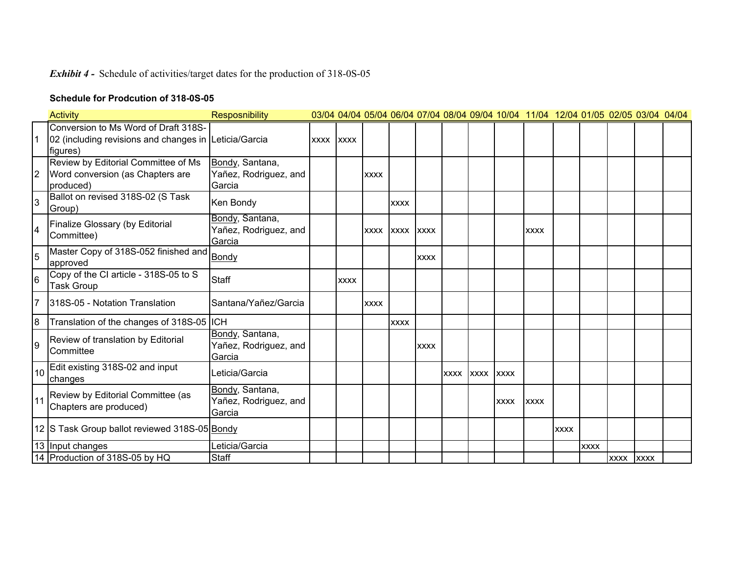***Exhibit 4 -*** Schedule of activities/target dates for the production of 318-0S-05

**Schedule for Prodcution of 318-0S-05**

| | Activity | Resposnibility | 03/04 | 04/04 | 05/04 | 06/04 | 07/04 | 08/04 | 09/04 | 10/04 | 11/04 | 12/04 | 01/05 | 02/05 | 03/04 | 04/04 |
|---|---|---|---|---|---|---|---|---|---|---|---|---|---|---|---|---|
| 1 | Conversion to Ms Word of Draft 318S-02 (including revisions and changes in figures) | Leticia/Garcia | xxxx | xxxx | | | | | | | | | | | | |
| 2 | Review by Editorial Committee of Ms Word conversion (as Chapters are produced) | Bondy, Santana, Yañez, Rodriguez, and Garcia | | | xxxx | | | | | | | | | | | |
| 3 | Ballot on revised 318S-02 (S Task Group) | Ken Bondy | | | | xxxx | | | | | | | | | | |
| 4 | Finalize Glossary (by Editorial Committee) | Bondy, Santana, Yañez, Rodriguez, and Garcia | | | xxxx | xxxx | xxxx | | | | xxxx | | | | | |
| 5 | Master Copy of 318S-052 finished and approved | Bondy | | | | | xxxx | | | | | | | | | |
| 6 | Copy of the CI article - 318S-05 to S Task Group | Staff | | xxxx | | | | | | | | | | | | |
| 7 | 318S-05 - Notation Translation | Santana/Yañez/Garcia | | | xxxx | | | | | | | | | | | |
| 8 | Translation of the changes of 318S-05 | ICH | | | | xxxx | | | | | | | | | | |
| 9 | Review of translation by Editorial Committee | Bondy, Santana, Yañez, Rodriguez, and Garcia | | | | | xxxx | | | | | | | | | |
| 10 | Edit existing 318S-02 and input changes | Leticia/Garcia | | | | | | xxxx | xxxx | xxxx | | | | | | |
| 11 | Review by Editorial Committee (as Chapters are produced) | Bondy, Santana, Yañez, Rodriguez, and Garcia | | | | | | | | xxxx | xxxx | | | | | |
| 12 | S Task Group ballot reviewed 318S-05 | Bondy | | | | | | | | | | xxxx | | | | |
| 13 | Input changes | Leticia/Garcia | | | | | | | | | | | xxxx | | | |
| 14 | Production of 318S-05 by HQ | Staff | | | | | | | | | | | | xxxx | xxxx | |